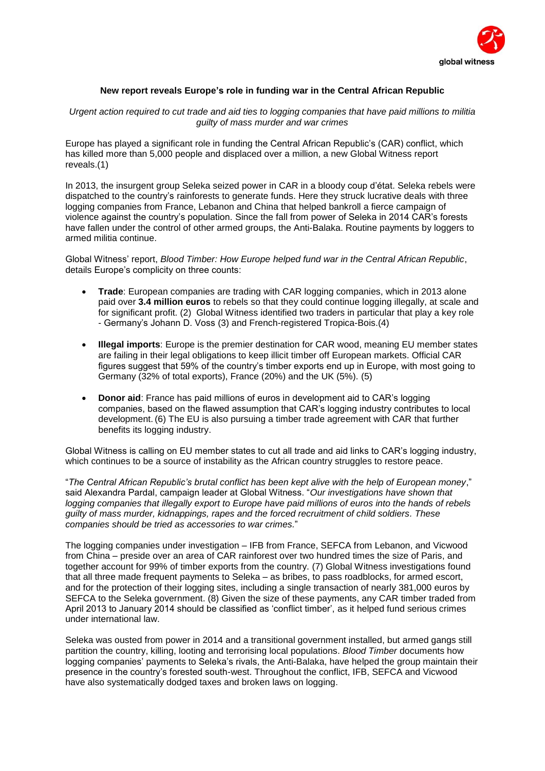# New report reveals Europe's role in funding war in the Central African Republic

*Urgent action required to cut trade and aid ties to logging companies that have paid millions to militia guilty of mass murder and war crimes*

Europe has played a significant role in funding the Central African Republic's (CAR) conflict, which has killed more than 5,000 people and displaced over a million, a new Global Witness report reveals.(1)

In 2013, the insurgent group Seleka seized power in CAR in a bloody coup d'état. Seleka rebels were dispatched to the country's rainforests to generate funds. Here they struck lucrative deals with three logging companies from France, Lebanon and China that helped bankroll a fierce campaign of violence against the country's population. Since the fall from power of Seleka in 2014 CAR's forests have fallen under the control of other armed groups, the Anti-Balaka. Routine payments by loggers to armed militia continue.

Global Witness' report, *Blood Timber: How Europe helped fund war in the Central African Republic*, details Europe's complicity on three counts:

- **Trade**: European companies are trading with CAR logging companies, which in 2013 alone paid over **3.4 million euros** to rebels so that they could continue logging illegally, at scale and for significant profit. (2) Global Witness identified two traders in particular that play a key role - Germany's Johann D. Voss (3) and French-registered Tropica-Bois.(4)
- **Illegal imports**: Europe is the premier destination for CAR wood, meaning EU member states are failing in their legal obligations to keep illicit timber off European markets. Official CAR figures suggest that 59% of the country's timber exports end up in Europe, with most going to Germany (32% of total exports), France (20%) and the UK (5%). (5)
- **Donor aid**: France has paid millions of euros in development aid to CAR's logging companies, based on the flawed assumption that CAR's logging industry contributes to local development. (6) The EU is also pursuing a timber trade agreement with CAR that further benefits its logging industry.

Global Witness is calling on EU member states to cut all trade and aid links to CAR's logging industry, which continues to be a source of instability as the African country struggles to restore peace.

"*The Central African Republic's brutal conflict has been kept alive with the help of European money*," said Alexandra Pardal, campaign leader at Global Witness. "*Our investigations have shown that logging companies that illegally export to Europe have paid millions of euros into the hands of rebels guilty of mass murder, kidnappings, rapes and the forced recruitment of child soldiers. These companies should be tried as accessories to war crimes.*"

The logging companies under investigation – IFB from France, SEFCA from Lebanon, and Vicwood from China – preside over an area of CAR rainforest over two hundred times the size of Paris, and together account for 99% of timber exports from the country. (7) Global Witness investigations found that all three made frequent payments to Seleka – as bribes, to pass roadblocks, for armed escort, and for the protection of their logging sites, including a single transaction of nearly 381,000 euros by SEFCA to the Seleka government. (8) Given the size of these payments, any CAR timber traded from April 2013 to January 2014 should be classified as 'conflict timber', as it helped fund serious crimes under international law.

Seleka was ousted from power in 2014 and a transitional government installed, but armed gangs still partition the country, killing, looting and terrorising local populations. *Blood Timber* documents how logging companies' payments to Seleka's rivals, the Anti-Balaka, have helped the group maintain their presence in the country's forested south-west. Throughout the conflict, IFB, SEFCA and Vicwood have also systematically dodged taxes and broken laws on logging.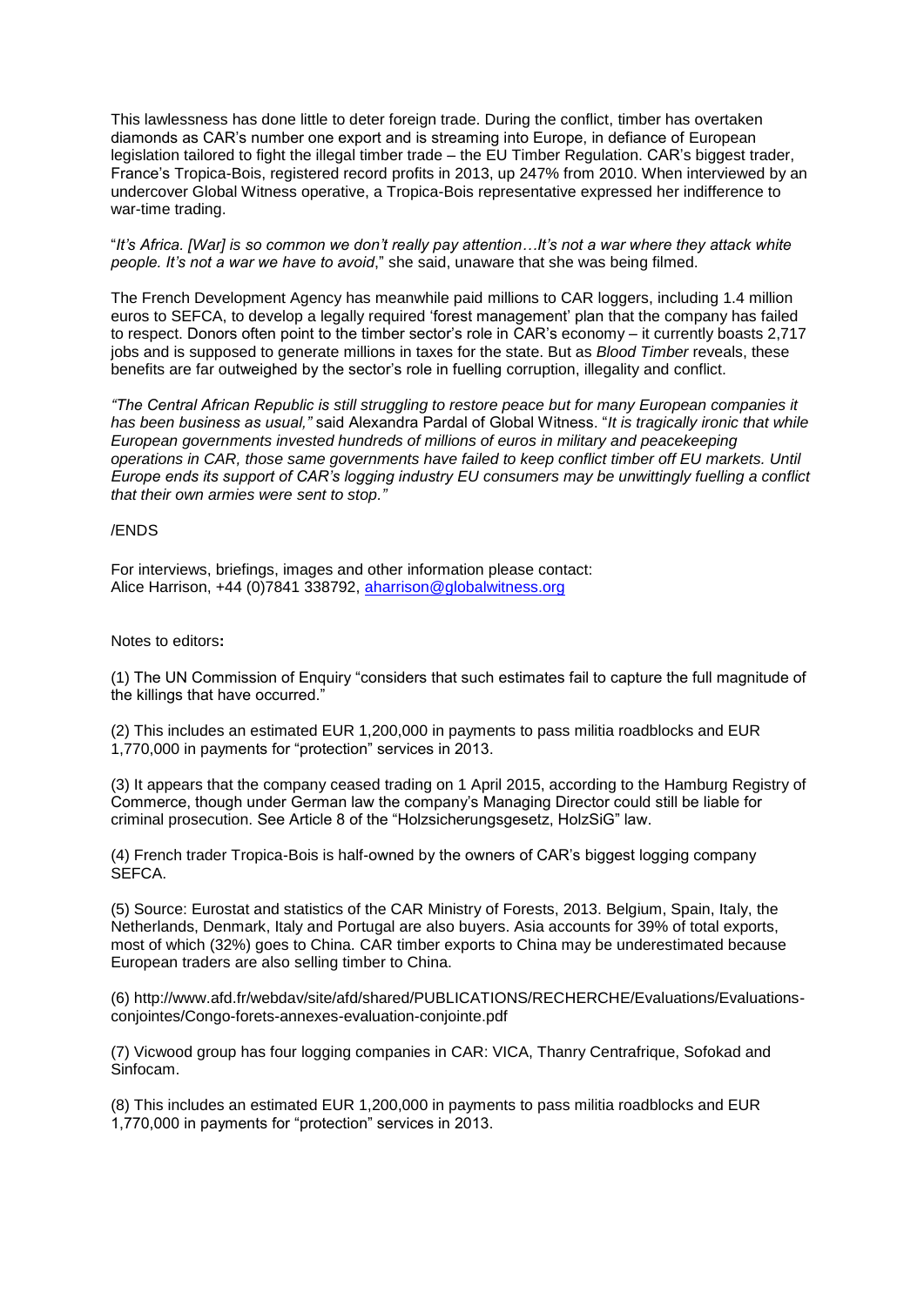This lawlessness has done little to deter foreign trade. During the conflict, timber has overtaken diamonds as CAR's number one export and is streaming into Europe, in defiance of European legislation tailored to fight the illegal timber trade – the EU Timber Regulation. CAR's biggest trader, France's Tropica-Bois, registered record profits in 2013, up 247% from 2010. When interviewed by an undercover Global Witness operative, a Tropica-Bois representative expressed her indifference to war-time trading.

"*It's Africa. [War] is so common we don't really pay attention…It's not a war where they attack white people. It's not a war we have to avoid*," she said, unaware that she was being filmed.

The French Development Agency has meanwhile paid millions to CAR loggers, including 1.4 million euros to SEFCA, to develop a legally required 'forest management' plan that the company has failed to respect. Donors often point to the timber sector's role in CAR's economy – it currently boasts 2,717 jobs and is supposed to generate millions in taxes for the state. But as *Blood Timber* reveals, these benefits are far outweighed by the sector's role in fuelling corruption, illegality and conflict.

*"The Central African Republic is still struggling to restore peace but for many European companies it has been business as usual,"* said Alexandra Pardal of Global Witness. "*It is tragically ironic that while European governments invested hundreds of millions of euros in military and peacekeeping operations in CAR, those same governments have failed to keep conflict timber off EU markets. Until Europe ends its support of CAR's logging industry EU consumers may be unwittingly fuelling a conflict that their own armies were sent to stop."*

/ENDS

For interviews, briefings, images and other information please contact:
Alice Harrison, +44 (0)7841 338792, aharrison@globalwitness.org

Notes to editors**:**

(1) The UN Commission of Enquiry "considers that such estimates fail to capture the full magnitude of the killings that have occurred."

(2) This includes an estimated EUR 1,200,000 in payments to pass militia roadblocks and EUR 1,770,000 in payments for "protection" services in 2013.

(3) It appears that the company ceased trading on 1 April 2015, according to the Hamburg Registry of Commerce, though under German law the company's Managing Director could still be liable for criminal prosecution. See Article 8 of the "Holzsicherungsgesetz, HolzSiG" law.

(4) French trader Tropica-Bois is half-owned by the owners of CAR's biggest logging company SEFCA.

(5) Source: Eurostat and statistics of the CAR Ministry of Forests, 2013. Belgium, Spain, Italy, the Netherlands, Denmark, Italy and Portugal are also buyers. Asia accounts for 39% of total exports, most of which (32%) goes to China. CAR timber exports to China may be underestimated because European traders are also selling timber to China.

(6) http://www.afd.fr/webdav/site/afd/shared/PUBLICATIONS/RECHERCHE/Evaluations/Evaluations-conjointes/Congo-forets-annexes-evaluation-conjointe.pdf

(7) Vicwood group has four logging companies in CAR: VICA, Thanry Centrafrique, Sofokad and Sinfocam.

(8) This includes an estimated EUR 1,200,000 in payments to pass militia roadblocks and EUR 1,770,000 in payments for "protection" services in 2013.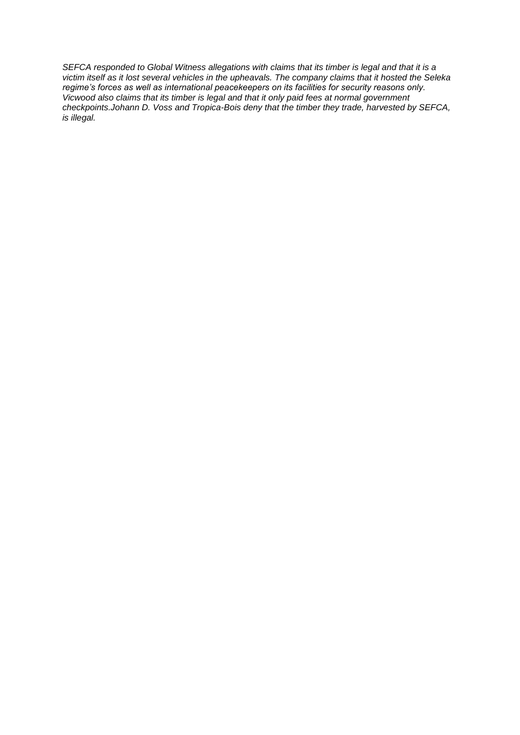*SEFCA responded to Global Witness allegations with claims that its timber is legal and that it is a victim itself as it lost several vehicles in the upheavals. The company claims that it hosted the Seleka regime's forces as well as international peacekeepers on its facilities for security reasons only. Vicwood also claims that its timber is legal and that it only paid fees at normal government checkpoints.Johann D. Voss and Tropica-Bois deny that the timber they trade, harvested by SEFCA, is illegal.*